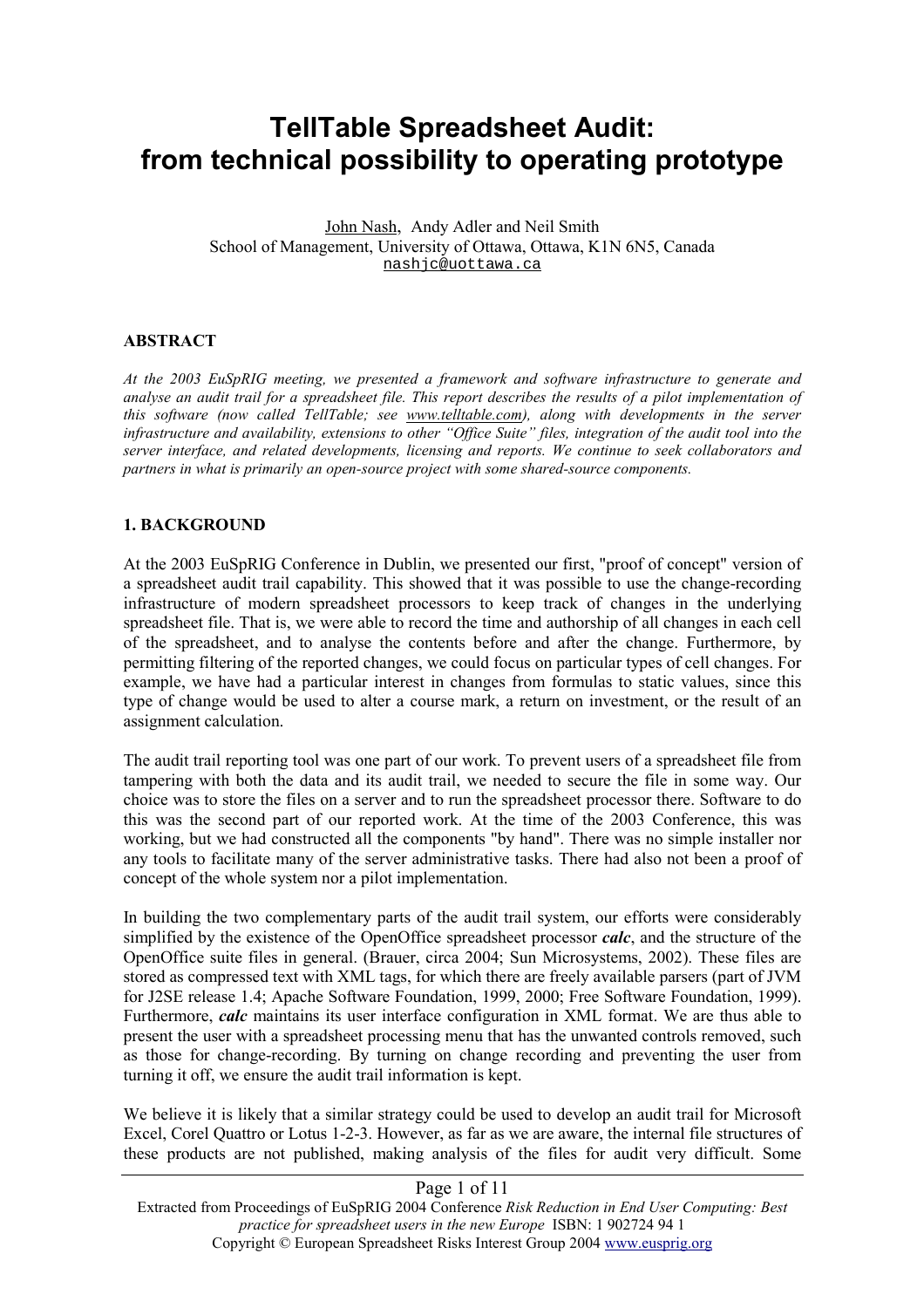# TellTable Spreadsheet Audit: from technical possibility to operating prototype

John Nash, Andy Adler and Neil Smith
School of Management, University of Ottawa, Ottawa, K1N 6N5, Canada
nashjc@uottawa.ca

## ABSTRACT

*At the 2003 EuSpRIG meeting, we presented a framework and software infrastructure to generate and analyse an audit trail for a spreadsheet file. This report describes the results of a pilot implementation of this software (now called TellTable; see www.telltable.com), along with developments in the server infrastructure and availability, extensions to other "Office Suite" files, integration of the audit tool into the server interface, and related developments, licensing and reports. We continue to seek collaborators and partners in what is primarily an open-source project with some shared-source components.*

## 1. BACKGROUND

At the 2003 EuSpRIG Conference in Dublin, we presented our first, "proof of concept" version of a spreadsheet audit trail capability. This showed that it was possible to use the change-recording infrastructure of modern spreadsheet processors to keep track of changes in the underlying spreadsheet file. That is, we were able to record the time and authorship of all changes in each cell of the spreadsheet, and to analyse the contents before and after the change. Furthermore, by permitting filtering of the reported changes, we could focus on particular types of cell changes. For example, we have had a particular interest in changes from formulas to static values, since this type of change would be used to alter a course mark, a return on investment, or the result of an assignment calculation.

The audit trail reporting tool was one part of our work. To prevent users of a spreadsheet file from tampering with both the data and its audit trail, we needed to secure the file in some way. Our choice was to store the files on a server and to run the spreadsheet processor there. Software to do this was the second part of our reported work. At the time of the 2003 Conference, this was working, but we had constructed all the components "by hand". There was no simple installer nor any tools to facilitate many of the server administrative tasks. There had also not been a proof of concept of the whole system nor a pilot implementation.

In building the two complementary parts of the audit trail system, our efforts were considerably simplified by the existence of the OpenOffice spreadsheet processor ***calc***, and the structure of the OpenOffice suite files in general. (Brauer, circa 2004; Sun Microsystems, 2002). These files are stored as compressed text with XML tags, for which there are freely available parsers (part of JVM for J2SE release 1.4; Apache Software Foundation, 1999, 2000; Free Software Foundation, 1999). Furthermore, ***calc*** maintains its user interface configuration in XML format. We are thus able to present the user with a spreadsheet processing menu that has the unwanted controls removed, such as those for change-recording. By turning on change recording and preventing the user from turning it off, we ensure the audit trail information is kept.

We believe it is likely that a similar strategy could be used to develop an audit trail for Microsoft Excel, Corel Quattro or Lotus 1-2-3. However, as far as we are aware, the internal file structures of these products are not published, making analysis of the files for audit very difficult. Some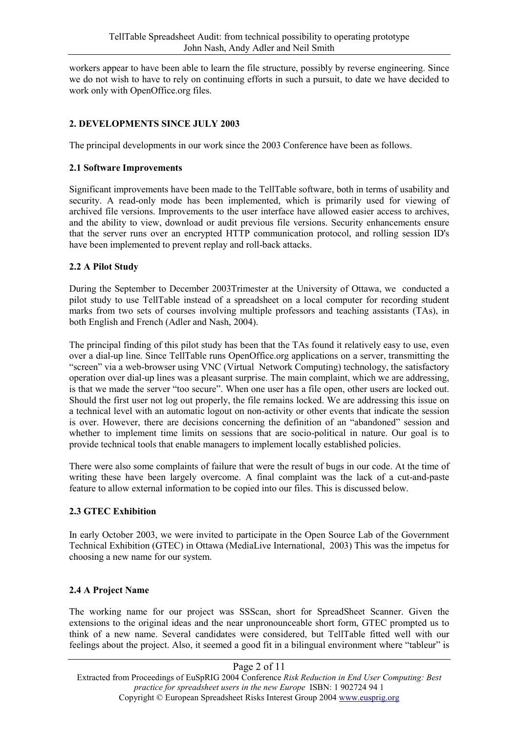workers appear to have been able to learn the file structure, possibly by reverse engineering. Since we do not wish to have to rely on continuing efforts in such a pursuit, to date we have decided to work only with OpenOffice.org files.

## 2. DEVELOPMENTS SINCE JULY 2003

The principal developments in our work since the 2003 Conference have been as follows.

### 2.1 Software Improvements

Significant improvements have been made to the TellTable software, both in terms of usability and security. A read-only mode has been implemented, which is primarily used for viewing of archived file versions. Improvements to the user interface have allowed easier access to archives, and the ability to view, download or audit previous file versions. Security enhancements ensure that the server runs over an encrypted HTTP communication protocol, and rolling session ID's have been implemented to prevent replay and roll-back attacks.

### 2.2 A Pilot Study

During the September to December 2003Trimester at the University of Ottawa, we conducted a pilot study to use TellTable instead of a spreadsheet on a local computer for recording student marks from two sets of courses involving multiple professors and teaching assistants (TAs), in both English and French (Adler and Nash, 2004).

The principal finding of this pilot study has been that the TAs found it relatively easy to use, even over a dial-up line. Since TellTable runs OpenOffice.org applications on a server, transmitting the "screen" via a web-browser using VNC (Virtual Network Computing) technology, the satisfactory operation over dial-up lines was a pleasant surprise. The main complaint, which we are addressing, is that we made the server "too secure". When one user has a file open, other users are locked out. Should the first user not log out properly, the file remains locked. We are addressing this issue on a technical level with an automatic logout on non-activity or other events that indicate the session is over. However, there are decisions concerning the definition of an "abandoned" session and whether to implement time limits on sessions that are socio-political in nature. Our goal is to provide technical tools that enable managers to implement locally established policies.

There were also some complaints of failure that were the result of bugs in our code. At the time of writing these have been largely overcome. A final complaint was the lack of a cut-and-paste feature to allow external information to be copied into our files. This is discussed below.

### 2.3 GTEC Exhibition

In early October 2003, we were invited to participate in the Open Source Lab of the Government Technical Exhibition (GTEC) in Ottawa (MediaLive International, 2003) This was the impetus for choosing a new name for our system.

### 2.4 A Project Name

The working name for our project was SSScan, short for SpreadSheet Scanner. Given the extensions to the original ideas and the near unpronounceable short form, GTEC prompted us to think of a new name. Several candidates were considered, but TellTable fitted well with our feelings about the project. Also, it seemed a good fit in a bilingual environment where "tableur" is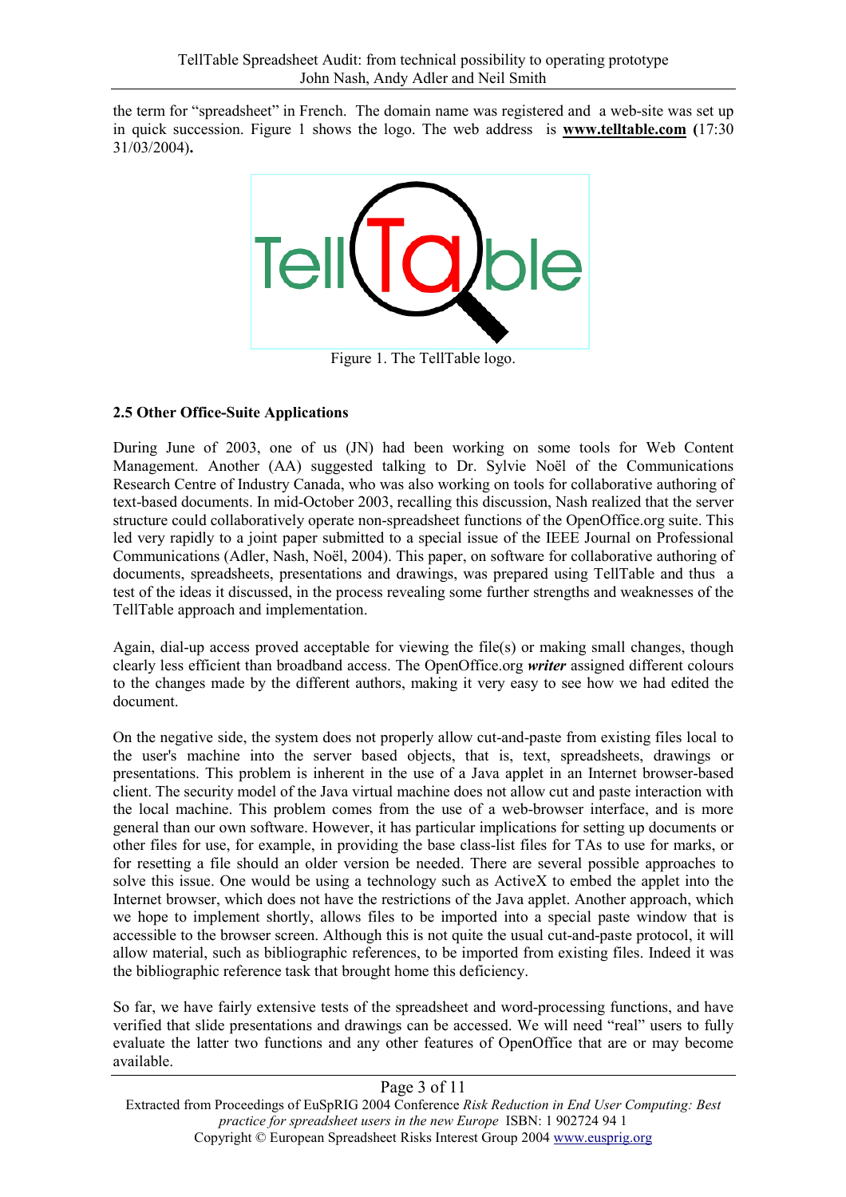the term for "spreadsheet" in French. The domain name was registered and a web-site was set up in quick succession. Figure 1 shows the logo. The web address is **www.telltable.com (**17:30 31/03/2004)**.**

Figure 1. The TellTable logo.

### 2.5 Other Office-Suite Applications

During June of 2003, one of us (JN) had been working on some tools for Web Content Management. Another (AA) suggested talking to Dr. Sylvie Noël of the Communications Research Centre of Industry Canada, who was also working on tools for collaborative authoring of text-based documents. In mid-October 2003, recalling this discussion, Nash realized that the server structure could collaboratively operate non-spreadsheet functions of the OpenOffice.org suite. This led very rapidly to a joint paper submitted to a special issue of the IEEE Journal on Professional Communications (Adler, Nash, Noël, 2004). This paper, on software for collaborative authoring of documents, spreadsheets, presentations and drawings, was prepared using TellTable and thus a test of the ideas it discussed, in the process revealing some further strengths and weaknesses of the TellTable approach and implementation.

Again, dial-up access proved acceptable for viewing the file(s) or making small changes, though clearly less efficient than broadband access. The OpenOffice.org ***writer*** assigned different colours to the changes made by the different authors, making it very easy to see how we had edited the document.

On the negative side, the system does not properly allow cut-and-paste from existing files local to the user's machine into the server based objects, that is, text, spreadsheets, drawings or presentations. This problem is inherent in the use of a Java applet in an Internet browser-based client. The security model of the Java virtual machine does not allow cut and paste interaction with the local machine. This problem comes from the use of a web-browser interface, and is more general than our own software. However, it has particular implications for setting up documents or other files for use, for example, in providing the base class-list files for TAs to use for marks, or for resetting a file should an older version be needed. There are several possible approaches to solve this issue. One would be using a technology such as ActiveX to embed the applet into the Internet browser, which does not have the restrictions of the Java applet. Another approach, which we hope to implement shortly, allows files to be imported into a special paste window that is accessible to the browser screen. Although this is not quite the usual cut-and-paste protocol, it will allow material, such as bibliographic references, to be imported from existing files. Indeed it was the bibliographic reference task that brought home this deficiency.

So far, we have fairly extensive tests of the spreadsheet and word-processing functions, and have verified that slide presentations and drawings can be accessed. We will need "real" users to fully evaluate the latter two functions and any other features of OpenOffice that are or may become available.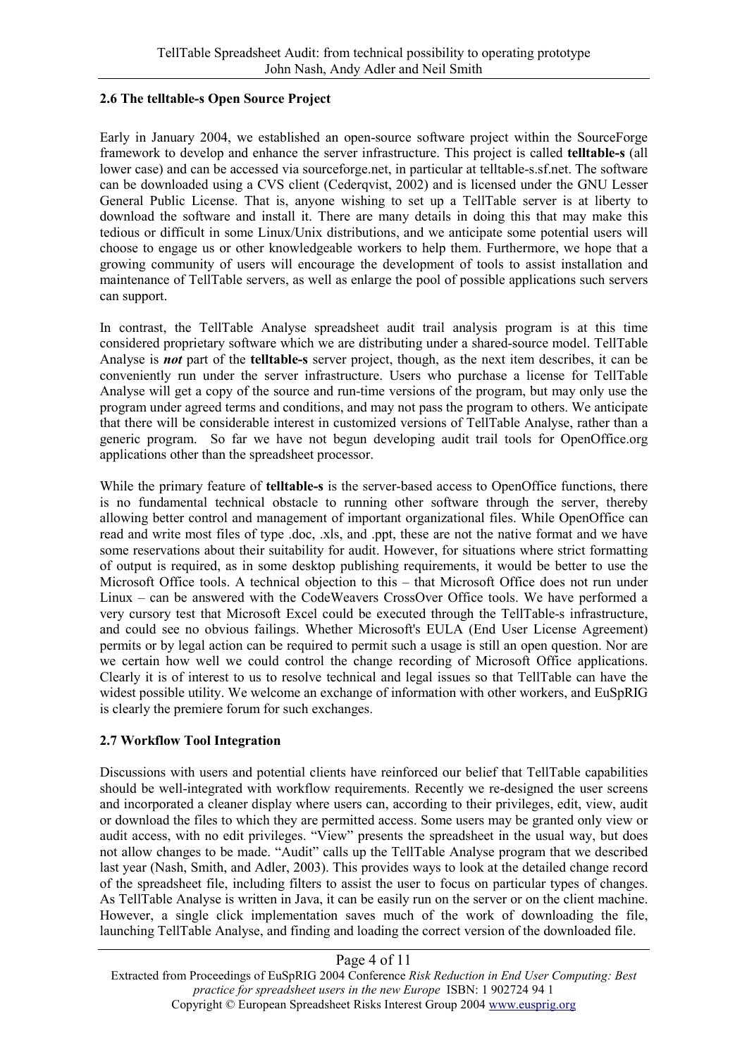### 2.6 The telltable-s Open Source Project

Early in January 2004, we established an open-source software project within the SourceForge framework to develop and enhance the server infrastructure. This project is called **telltable-s** (all lower case) and can be accessed via sourceforge.net, in particular at telltable-s.sf.net. The software can be downloaded using a CVS client (Cederqvist, 2002) and is licensed under the GNU Lesser General Public License. That is, anyone wishing to set up a TellTable server is at liberty to download the software and install it. There are many details in doing this that may make this tedious or difficult in some Linux/Unix distributions, and we anticipate some potential users will choose to engage us or other knowledgeable workers to help them. Furthermore, we hope that a growing community of users will encourage the development of tools to assist installation and maintenance of TellTable servers, as well as enlarge the pool of possible applications such servers can support.

In contrast, the TellTable Analyse spreadsheet audit trail analysis program is at this time considered proprietary software which we are distributing under a shared-source model. TellTable Analyse is ***not*** part of the **telltable-s** server project, though, as the next item describes, it can be conveniently run under the server infrastructure. Users who purchase a license for TellTable Analyse will get a copy of the source and run-time versions of the program, but may only use the program under agreed terms and conditions, and may not pass the program to others. We anticipate that there will be considerable interest in customized versions of TellTable Analyse, rather than a generic program. So far we have not begun developing audit trail tools for OpenOffice.org applications other than the spreadsheet processor.

While the primary feature of **telltable-s** is the server-based access to OpenOffice functions, there is no fundamental technical obstacle to running other software through the server, thereby allowing better control and management of important organizational files. While OpenOffice can read and write most files of type .doc, .xls, and .ppt, these are not the native format and we have some reservations about their suitability for audit. However, for situations where strict formatting of output is required, as in some desktop publishing requirements, it would be better to use the Microsoft Office tools. A technical objection to this – that Microsoft Office does not run under Linux – can be answered with the CodeWeavers CrossOver Office tools. We have performed a very cursory test that Microsoft Excel could be executed through the TellTable-s infrastructure, and could see no obvious failings. Whether Microsoft's EULA (End User License Agreement) permits or by legal action can be required to permit such a usage is still an open question. Nor are we certain how well we could control the change recording of Microsoft Office applications. Clearly it is of interest to us to resolve technical and legal issues so that TellTable can have the widest possible utility. We welcome an exchange of information with other workers, and EuSpRIG is clearly the premiere forum for such exchanges.

### 2.7 Workflow Tool Integration

Discussions with users and potential clients have reinforced our belief that TellTable capabilities should be well-integrated with workflow requirements. Recently we re-designed the user screens and incorporated a cleaner display where users can, according to their privileges, edit, view, audit or download the files to which they are permitted access. Some users may be granted only view or audit access, with no edit privileges. "View" presents the spreadsheet in the usual way, but does not allow changes to be made. "Audit" calls up the TellTable Analyse program that we described last year (Nash, Smith, and Adler, 2003). This provides ways to look at the detailed change record of the spreadsheet file, including filters to assist the user to focus on particular types of changes. As TellTable Analyse is written in Java, it can be easily run on the server or on the client machine. However, a single click implementation saves much of the work of downloading the file, launching TellTable Analyse, and finding and loading the correct version of the downloaded file.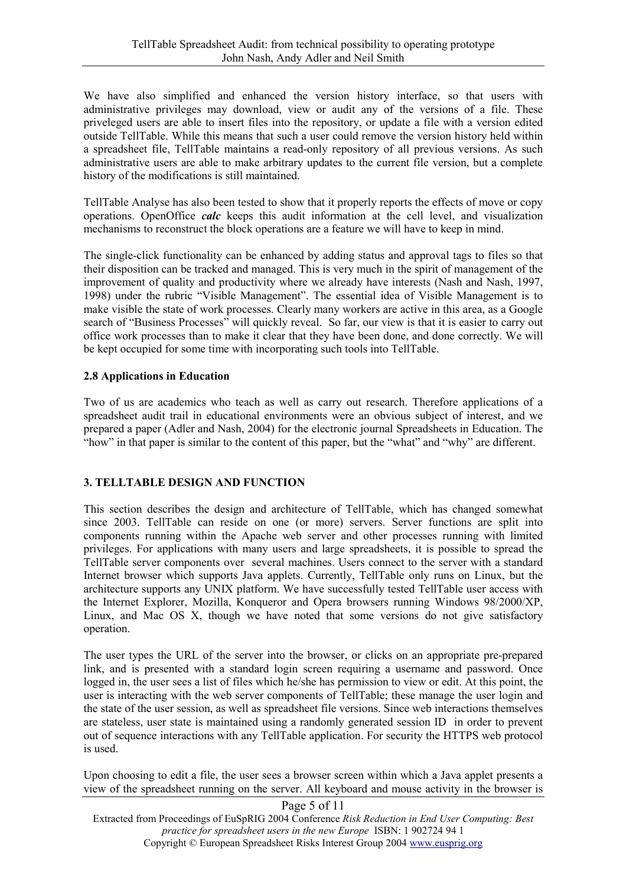We have also simplified and enhanced the version history interface, so that users with administrative privileges may download, view or audit any of the versions of a file. These priveleged users are able to insert files into the repository, or update a file with a version edited outside TellTable. While this means that such a user could remove the version history held within a spreadsheet file, TellTable maintains a read-only repository of all previous versions. As such administrative users are able to make arbitrary updates to the current file version, but a complete history of the modifications is still maintained.

TellTable Analyse has also been tested to show that it properly reports the effects of move or copy operations. OpenOffice ***calc*** keeps this audit information at the cell level, and visualization mechanisms to reconstruct the block operations are a feature we will have to keep in mind.

The single-click functionality can be enhanced by adding status and approval tags to files so that their disposition can be tracked and managed. This is very much in the spirit of management of the improvement of quality and productivity where we already have interests (Nash and Nash, 1997, 1998) under the rubric "Visible Management". The essential idea of Visible Management is to make visible the state of work processes. Clearly many workers are active in this area, as a Google search of "Business Processes" will quickly reveal. So far, our view is that it is easier to carry out office work processes than to make it clear that they have been done, and done correctly. We will be kept occupied for some time with incorporating such tools into TellTable.

### 2.8 Applications in Education

Two of us are academics who teach as well as carry out research. Therefore applications of a spreadsheet audit trail in educational environments were an obvious subject of interest, and we prepared a paper (Adler and Nash, 2004) for the electronic journal Spreadsheets in Education. The "how" in that paper is similar to the content of this paper, but the "what" and "why" are different.

## 3. TELLTABLE DESIGN AND FUNCTION

This section describes the design and architecture of TellTable, which has changed somewhat since 2003. TellTable can reside on one (or more) servers. Server functions are split into components running within the Apache web server and other processes running with limited privileges. For applications with many users and large spreadsheets, it is possible to spread the TellTable server components over several machines. Users connect to the server with a standard Internet browser which supports Java applets. Currently, TellTable only runs on Linux, but the architecture supports any UNIX platform. We have successfully tested TellTable user access with the Internet Explorer, Mozilla, Konqueror and Opera browsers running Windows 98/2000/XP, Linux, and Mac OS X, though we have noted that some versions do not give satisfactory operation.

The user types the URL of the server into the browser, or clicks on an appropriate pre-prepared link, and is presented with a standard login screen requiring a username and password. Once logged in, the user sees a list of files which he/she has permission to view or edit. At this point, the user is interacting with the web server components of TellTable; these manage the user login and the state of the user session, as well as spreadsheet file versions. Since web interactions themselves are stateless, user state is maintained using a randomly generated session ID in order to prevent out of sequence interactions with any TellTable application. For security the HTTPS web protocol is used.

Upon choosing to edit a file, the user sees a browser screen within which a Java applet presents a view of the spreadsheet running on the server. All keyboard and mouse activity in the browser is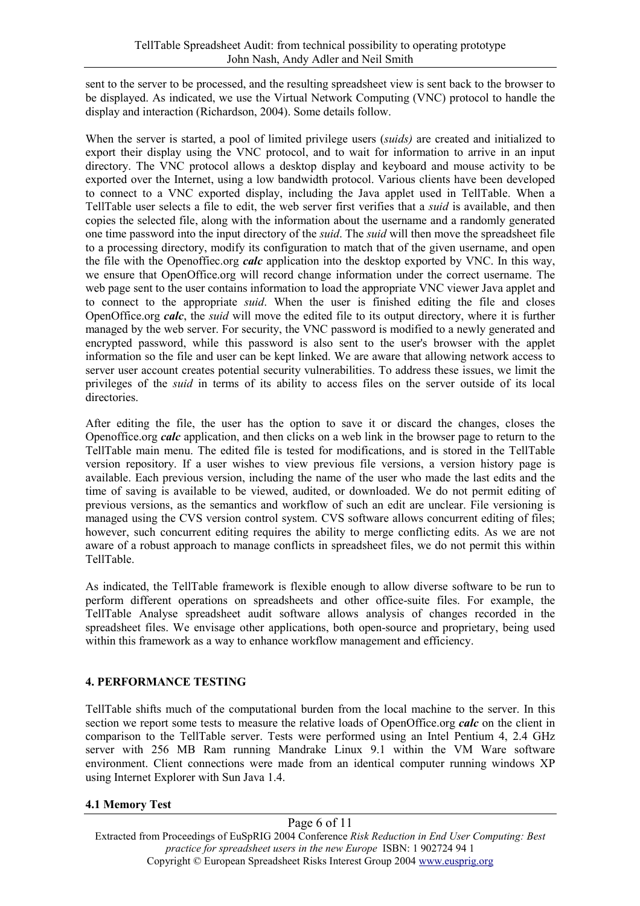sent to the server to be processed, and the resulting spreadsheet view is sent back to the browser to be displayed. As indicated, we use the Virtual Network Computing (VNC) protocol to handle the display and interaction (Richardson, 2004). Some details follow.

When the server is started, a pool of limited privilege users (*suids)* are created and initialized to export their display using the VNC protocol, and to wait for information to arrive in an input directory. The VNC protocol allows a desktop display and keyboard and mouse activity to be exported over the Internet, using a low bandwidth protocol. Various clients have been developed to connect to a VNC exported display, including the Java applet used in TellTable. When a TellTable user selects a file to edit, the web server first verifies that a *suid* is available, and then copies the selected file, along with the information about the username and a randomly generated one time password into the input directory of the *suid*. The *suid* will then move the spreadsheet file to a processing directory, modify its configuration to match that of the given username, and open the file with the Openoffiec.org ***calc*** application into the desktop exported by VNC. In this way, we ensure that OpenOffice.org will record change information under the correct username. The web page sent to the user contains information to load the appropriate VNC viewer Java applet and to connect to the appropriate *suid*. When the user is finished editing the file and closes OpenOffice.org ***calc***, the *suid* will move the edited file to its output directory, where it is further managed by the web server. For security, the VNC password is modified to a newly generated and encrypted password, while this password is also sent to the user's browser with the applet information so the file and user can be kept linked. We are aware that allowing network access to server user account creates potential security vulnerabilities. To address these issues, we limit the privileges of the *suid* in terms of its ability to access files on the server outside of its local directories.

After editing the file, the user has the option to save it or discard the changes, closes the Openoffice.org ***calc*** application, and then clicks on a web link in the browser page to return to the TellTable main menu. The edited file is tested for modifications, and is stored in the TellTable version repository. If a user wishes to view previous file versions, a version history page is available. Each previous version, including the name of the user who made the last edits and the time of saving is available to be viewed, audited, or downloaded. We do not permit editing of previous versions, as the semantics and workflow of such an edit are unclear. File versioning is managed using the CVS version control system. CVS software allows concurrent editing of files; however, such concurrent editing requires the ability to merge conflicting edits. As we are not aware of a robust approach to manage conflicts in spreadsheet files, we do not permit this within TellTable.

As indicated, the TellTable framework is flexible enough to allow diverse software to be run to perform different operations on spreadsheets and other office-suite files. For example, the TellTable Analyse spreadsheet audit software allows analysis of changes recorded in the spreadsheet files. We envisage other applications, both open-source and proprietary, being used within this framework as a way to enhance workflow management and efficiency.

## 4. PERFORMANCE TESTING

TellTable shifts much of the computational burden from the local machine to the server. In this section we report some tests to measure the relative loads of OpenOffice.org ***calc*** on the client in comparison to the TellTable server. Tests were performed using an Intel Pentium 4, 2.4 GHz server with 256 MB Ram running Mandrake Linux 9.1 within the VM Ware software environment. Client connections were made from an identical computer running windows XP using Internet Explorer with Sun Java 1.4.

### 4.1 Memory Test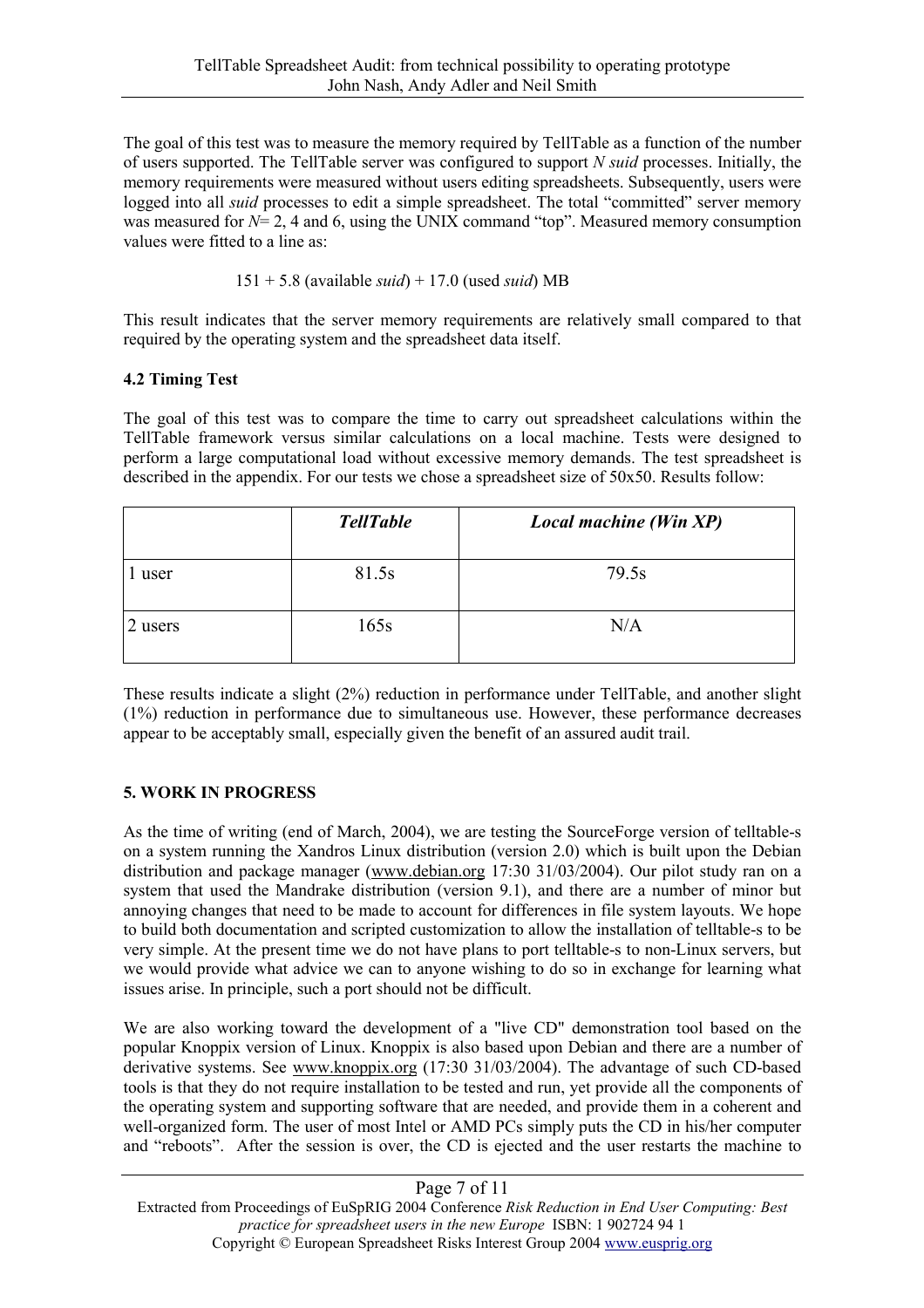The goal of this test was to measure the memory required by TellTable as a function of the number of users supported. The TellTable server was configured to support *N suid* processes. Initially, the memory requirements were measured without users editing spreadsheets. Subsequently, users were logged into all *suid* processes to edit a simple spreadsheet. The total "committed" server memory was measured for *N*= 2, 4 and 6, using the UNIX command "top". Measured memory consumption values were fitted to a line as:

151 + 5.8 (available *suid*) + 17.0 (used *suid*) MB

This result indicates that the server memory requirements are relatively small compared to that required by the operating system and the spreadsheet data itself.

### 4.2 Timing Test

The goal of this test was to compare the time to carry out spreadsheet calculations within the TellTable framework versus similar calculations on a local machine. Tests were designed to perform a large computational load without excessive memory demands. The test spreadsheet is described in the appendix. For our tests we chose a spreadsheet size of 50x50. Results follow:

| | ***TellTable*** | ***Local machine (Win XP)*** |
|---|---|---|
| 1 user | 81.5s | 79.5s |
| 2 users | 165s | N/A |

These results indicate a slight (2%) reduction in performance under TellTable, and another slight (1%) reduction in performance due to simultaneous use. However, these performance decreases appear to be acceptably small, especially given the benefit of an assured audit trail.

## 5. WORK IN PROGRESS

As the time of writing (end of March, 2004), we are testing the SourceForge version of telltable-s on a system running the Xandros Linux distribution (version 2.0) which is built upon the Debian distribution and package manager (www.debian.org 17:30 31/03/2004). Our pilot study ran on a system that used the Mandrake distribution (version 9.1), and there are a number of minor but annoying changes that need to be made to account for differences in file system layouts. We hope to build both documentation and scripted customization to allow the installation of telltable-s to be very simple. At the present time we do not have plans to port telltable-s to non-Linux servers, but we would provide what advice we can to anyone wishing to do so in exchange for learning what issues arise. In principle, such a port should not be difficult.

We are also working toward the development of a "live CD" demonstration tool based on the popular Knoppix version of Linux. Knoppix is also based upon Debian and there are a number of derivative systems. See www.knoppix.org (17:30 31/03/2004). The advantage of such CD-based tools is that they do not require installation to be tested and run, yet provide all the components of the operating system and supporting software that are needed, and provide them in a coherent and well-organized form. The user of most Intel or AMD PCs simply puts the CD in his/her computer and "reboots". After the session is over, the CD is ejected and the user restarts the machine to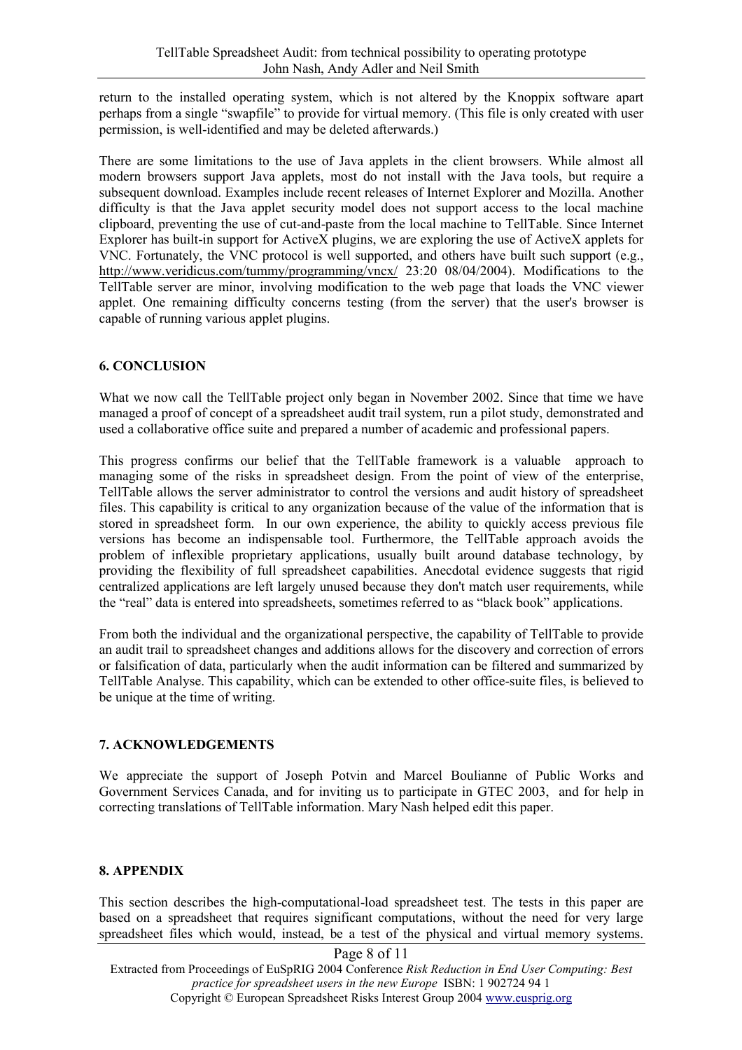return to the installed operating system, which is not altered by the Knoppix software apart perhaps from a single "swapfile" to provide for virtual memory. (This file is only created with user permission, is well-identified and may be deleted afterwards.)

There are some limitations to the use of Java applets in the client browsers. While almost all modern browsers support Java applets, most do not install with the Java tools, but require a subsequent download. Examples include recent releases of Internet Explorer and Mozilla. Another difficulty is that the Java applet security model does not support access to the local machine clipboard, preventing the use of cut-and-paste from the local machine to TellTable. Since Internet Explorer has built-in support for ActiveX plugins, we are exploring the use of ActiveX applets for VNC. Fortunately, the VNC protocol is well supported, and others have built such support (e.g., http://www.veridicus.com/tummy/programming/vncx/ 23:20 08/04/2004). Modifications to the TellTable server are minor, involving modification to the web page that loads the VNC viewer applet. One remaining difficulty concerns testing (from the server) that the user's browser is capable of running various applet plugins.

## 6. CONCLUSION

What we now call the TellTable project only began in November 2002. Since that time we have managed a proof of concept of a spreadsheet audit trail system, run a pilot study, demonstrated and used a collaborative office suite and prepared a number of academic and professional papers.

This progress confirms our belief that the TellTable framework is a valuable approach to managing some of the risks in spreadsheet design. From the point of view of the enterprise, TellTable allows the server administrator to control the versions and audit history of spreadsheet files. This capability is critical to any organization because of the value of the information that is stored in spreadsheet form. In our own experience, the ability to quickly access previous file versions has become an indispensable tool. Furthermore, the TellTable approach avoids the problem of inflexible proprietary applications, usually built around database technology, by providing the flexibility of full spreadsheet capabilities. Anecdotal evidence suggests that rigid centralized applications are left largely unused because they don't match user requirements, while the "real" data is entered into spreadsheets, sometimes referred to as "black book" applications.

From both the individual and the organizational perspective, the capability of TellTable to provide an audit trail to spreadsheet changes and additions allows for the discovery and correction of errors or falsification of data, particularly when the audit information can be filtered and summarized by TellTable Analyse. This capability, which can be extended to other office-suite files, is believed to be unique at the time of writing.

## 7. ACKNOWLEDGEMENTS

We appreciate the support of Joseph Potvin and Marcel Boulianne of Public Works and Government Services Canada, and for inviting us to participate in GTEC 2003, and for help in correcting translations of TellTable information. Mary Nash helped edit this paper.

## 8. APPENDIX

This section describes the high-computational-load spreadsheet test. The tests in this paper are based on a spreadsheet that requires significant computations, without the need for very large spreadsheet files which would, instead, be a test of the physical and virtual memory systems.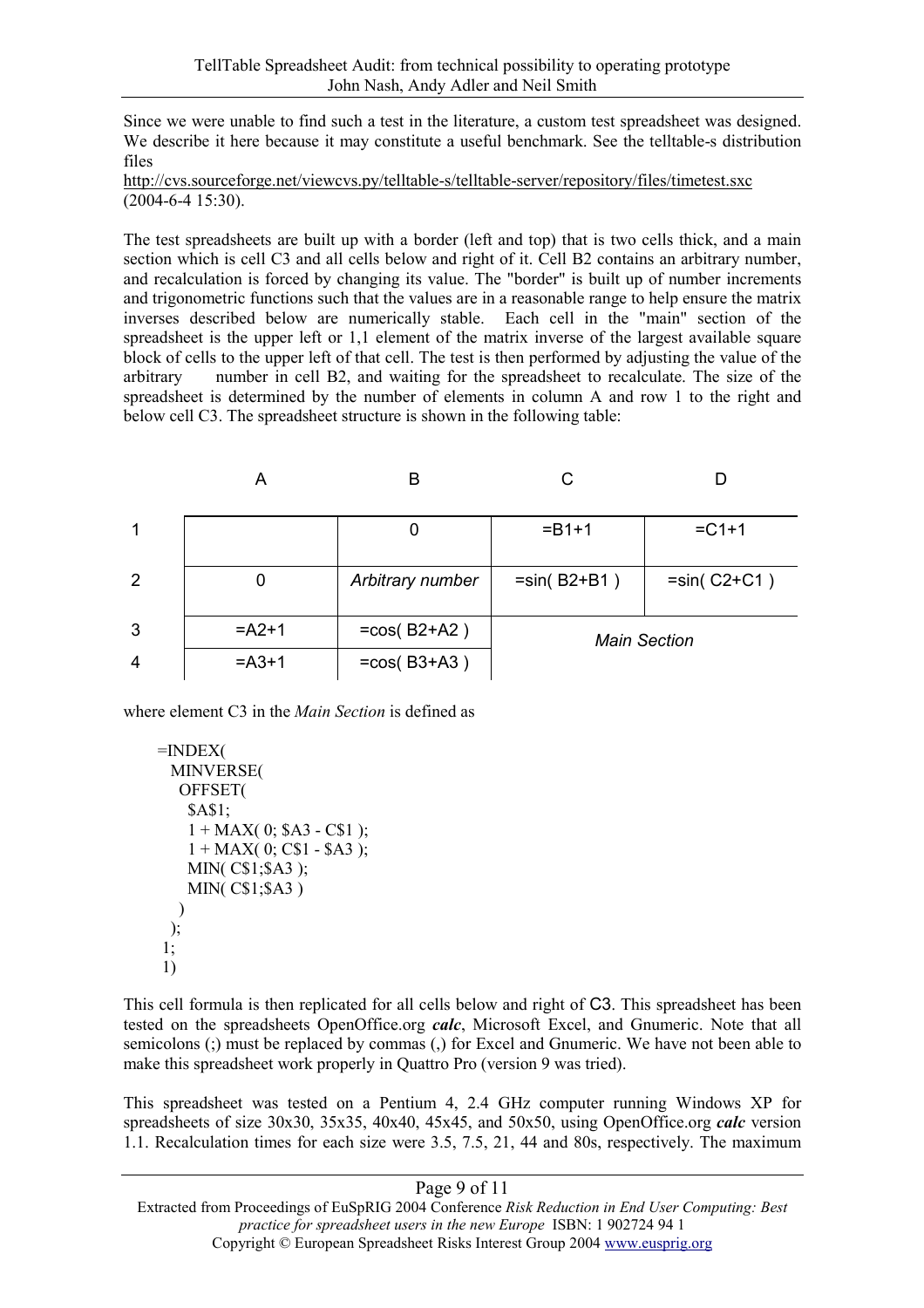Since we were unable to find such a test in the literature, a custom test spreadsheet was designed. We describe it here because it may constitute a useful benchmark. See the telltable-s distribution files
http://cvs.sourceforge.net/viewcvs.py/telltable-s/telltable-server/repository/files/timetest.sxc
(2004-6-4 15:30).

The test spreadsheets are built up with a border (left and top) that is two cells thick, and a main section which is cell C3 and all cells below and right of it. Cell B2 contains an arbitrary number, and recalculation is forced by changing its value. The "border" is built up of number increments and trigonometric functions such that the values are in a reasonable range to help ensure the matrix inverses described below are numerically stable. Each cell in the "main" section of the spreadsheet is the upper left or 1,1 element of the matrix inverse of the largest available square block of cells to the upper left of that cell. The test is then performed by adjusting the value of the arbitrary number in cell B2, and waiting for the spreadsheet to recalculate. The size of the spreadsheet is determined by the number of elements in column A and row 1 to the right and below cell C3. The spreadsheet structure is shown in the following table:

| | A | B | C | D |
|---|---|---|---|---|
| 1 | | 0 | =B1+1 | =C1+1 |
| 2 | 0 | *Arbitrary number* | =sin( B2+B1 ) | =sin( C2+C1 ) |
| 3 | =A2+1 | =cos( B2+A2 ) | *Main Section* | |
| 4 | =A3+1 | =cos( B3+A3 ) | | |

where element C3 in the *Main Section* is defined as

```
=INDEX(
  MINVERSE(
   OFFSET(
    $A$1;
    1 + MAX( 0; $A3 - C$1 );
    1 + MAX( 0; C$1 - $A3 );
    MIN( C$1;$A3 );
    MIN( C$1;$A3 )
   )
  );
 1;
 1)
```

This cell formula is then replicated for all cells below and right of C3. This spreadsheet has been tested on the spreadsheets OpenOffice.org ***calc***, Microsoft Excel, and Gnumeric. Note that all semicolons (;) must be replaced by commas (,) for Excel and Gnumeric. We have not been able to make this spreadsheet work properly in Quattro Pro (version 9 was tried).

This spreadsheet was tested on a Pentium 4, 2.4 GHz computer running Windows XP for spreadsheets of size 30x30, 35x35, 40x40, 45x45, and 50x50, using OpenOffice.org ***calc*** version 1.1. Recalculation times for each size were 3.5, 7.5, 21, 44 and 80s, respectively. The maximum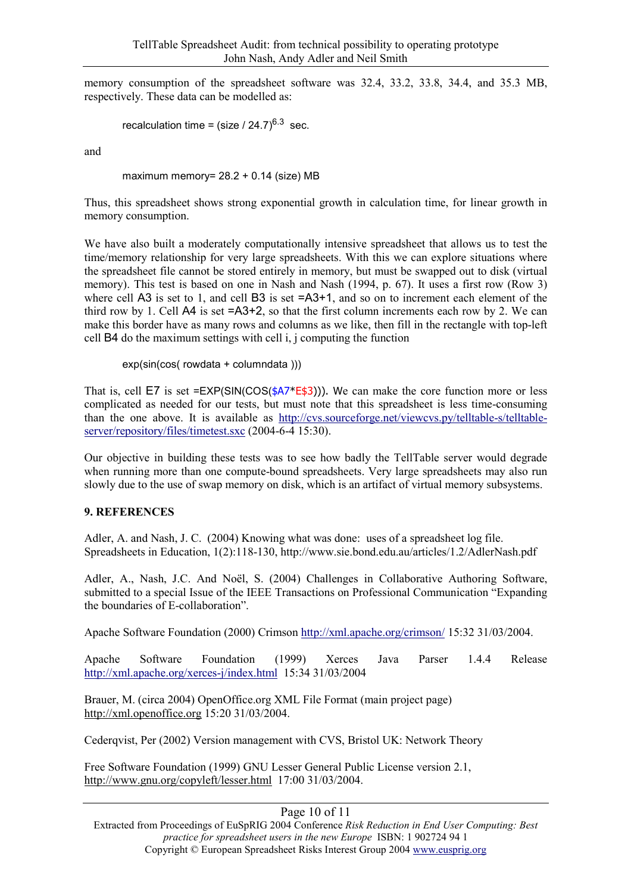memory consumption of the spreadsheet software was 32.4, 33.2, 33.8, 34.4, and 35.3 MB, respectively. These data can be modelled as:

$$\text{recalculation time} = (\text{size} / 24.7)^{6.3} \text{ sec.}$$

and

$$\text{maximum memory} = 28.2 + 0.14 \text{ (size) MB}$$

Thus, this spreadsheet shows strong exponential growth in calculation time, for linear growth in memory consumption.

We have also built a moderately computationally intensive spreadsheet that allows us to test the time/memory relationship for very large spreadsheets. With this we can explore situations where the spreadsheet file cannot be stored entirely in memory, but must be swapped out to disk (virtual memory). This test is based on one in Nash and Nash (1994, p. 67). It uses a first row (Row 3) where cell A3 is set to 1, and cell B3 is set =A3+1, and so on to increment each element of the third row by 1. Cell A4 is set =A3+2, so that the first column increments each row by 2. We can make this border have as many rows and columns as we like, then fill in the rectangle with top-left cell B4 do the maximum settings with cell i, j computing the function

```
exp(sin(cos( rowdata + columndata )))
```

That is, cell E7 is set =EXP(SIN(COS($A7*E$3))). We can make the core function more or less complicated as needed for our tests, but must note that this spreadsheet is less time-consuming than the one above. It is available as http://cvs.sourceforge.net/viewcvs.py/telltable-s/telltable-server/repository/files/timetest.sxc (2004-6-4 15:30).

Our objective in building these tests was to see how badly the TellTable server would degrade when running more than one compute-bound spreadsheets. Very large spreadsheets may also run slowly due to the use of swap memory on disk, which is an artifact of virtual memory subsystems.

## 9. REFERENCES

Adler, A. and Nash, J. C. (2004) Knowing what was done: uses of a spreadsheet log file. Spreadsheets in Education, 1(2):118-130, http://www.sie.bond.edu.au/articles/1.2/AdlerNash.pdf

Adler, A., Nash, J.C. And Noël, S. (2004) Challenges in Collaborative Authoring Software, submitted to a special Issue of the IEEE Transactions on Professional Communication "Expanding the boundaries of E-collaboration".

Apache Software Foundation (2000) Crimson http://xml.apache.org/crimson/ 15:32 31/03/2004.

Apache Software Foundation (1999) Xerces Java Parser 1.4.4 Release http://xml.apache.org/xerces-j/index.html 15:34 31/03/2004

Brauer, M. (circa 2004) OpenOffice.org XML File Format (main project page) http://xml.openoffice.org 15:20 31/03/2004.

Cederqvist, Per (2002) Version management with CVS, Bristol UK: Network Theory

Free Software Foundation (1999) GNU Lesser General Public License version 2.1, http://www.gnu.org/copyleft/lesser.html 17:00 31/03/2004.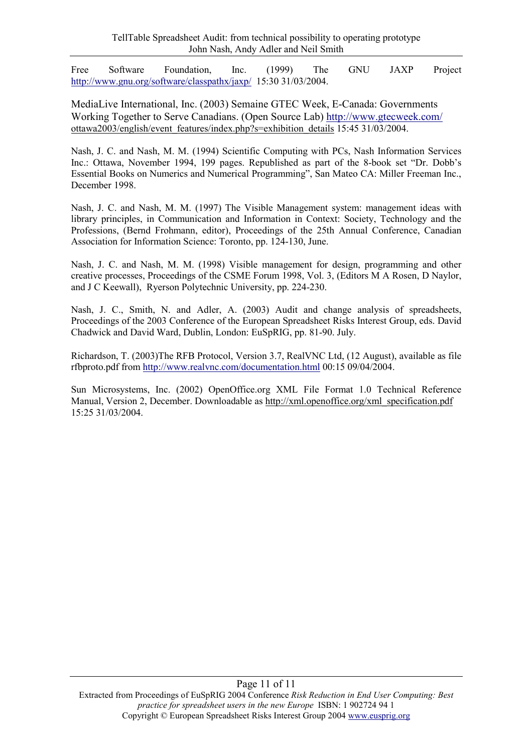Free Software Foundation, Inc. (1999) The GNU JAXP Project http://www.gnu.org/software/classpathx/jaxp/ 15:30 31/03/2004.

MediaLive International, Inc. (2003) Semaine GTEC Week, E-Canada: Governments Working Together to Serve Canadians. (Open Source Lab) http://www.gtecweek.com/ottawa2003/english/event_features/index.php?s=exhibition_details 15:45 31/03/2004.

Nash, J. C. and Nash, M. M. (1994) Scientific Computing with PCs, Nash Information Services Inc.: Ottawa, November 1994, 199 pages. Republished as part of the 8-book set "Dr. Dobb's Essential Books on Numerics and Numerical Programming", San Mateo CA: Miller Freeman Inc., December 1998.

Nash, J. C. and Nash, M. M. (1997) The Visible Management system: management ideas with library principles, in Communication and Information in Context: Society, Technology and the Professions, (Bernd Frohmann, editor), Proceedings of the 25th Annual Conference, Canadian Association for Information Science: Toronto, pp. 124-130, June.

Nash, J. C. and Nash, M. M. (1998) Visible management for design, programming and other creative processes, Proceedings of the CSME Forum 1998, Vol. 3, (Editors M A Rosen, D Naylor, and J C Keewall), Ryerson Polytechnic University, pp. 224-230.

Nash, J. C., Smith, N. and Adler, A. (2003) Audit and change analysis of spreadsheets, Proceedings of the 2003 Conference of the European Spreadsheet Risks Interest Group, eds. David Chadwick and David Ward, Dublin, London: EuSpRIG, pp. 81-90. July.

Richardson, T. (2003)The RFB Protocol, Version 3.7, RealVNC Ltd, (12 August), available as file rfbproto.pdf from http://www.realvnc.com/documentation.html 00:15 09/04/2004.

Sun Microsystems, Inc. (2002) OpenOffice.org XML File Format 1.0 Technical Reference Manual, Version 2, December. Downloadable as http://xml.openoffice.org/xml_specification.pdf 15:25 31/03/2004.